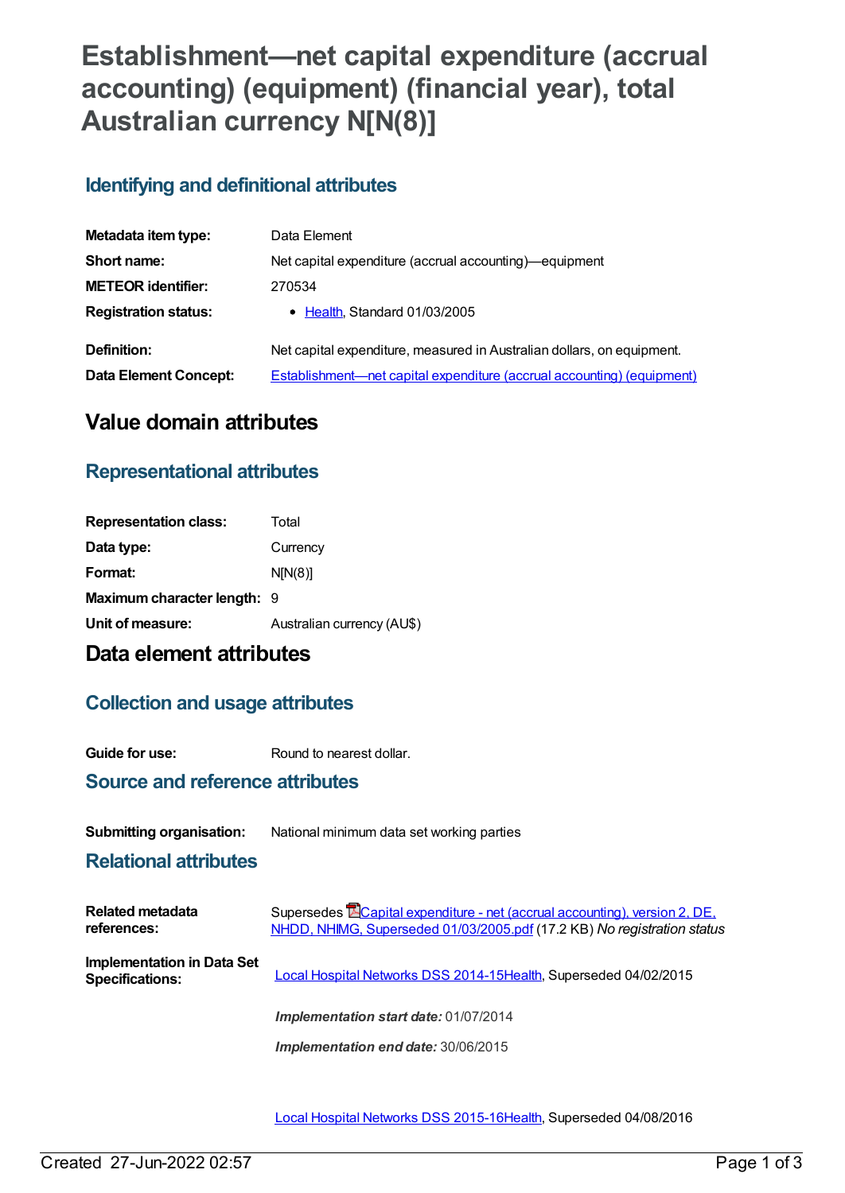# Establishment—net capital expenditure (accrual accounting) (equipment) (financial year), total Australian currency N[N(8)]

## Identifying and definitional attributes

| | |
|---|---|
| **Metadata item type:** | Data Element |
| **Short name:** | Net capital expenditure (accrual accounting)—equipment |
| **METEOR identifier:** | 270534 |
| **Registration status:** | • Health, Standard 01/03/2005 |
| **Definition:** | Net capital expenditure, measured in Australian dollars, on equipment. |
| **Data Element Concept:** | Establishment—net capital expenditure (accrual accounting) (equipment) |

# Value domain attributes

## Representational attributes

| | |
|---|---|
| **Representation class:** | Total |
| **Data type:** | Currency |
| **Format:** | N[N(8)] |
| **Maximum character length:** | 9 |
| **Unit of measure:** | Australian currency (AU$) |

# Data element attributes

## Collection and usage attributes

| | |
|---|---|
| **Guide for use:** | Round to nearest dollar. |

## Source and reference attributes

| | |
|---|---|
| **Submitting organisation:** | National minimum data set working parties |

## Relational attributes

| | |
|---|---|
| **Related metadata references:** | Supersedes Capital expenditure - net (accrual accounting), version 2, DE, NHDD, NHIMG, Superseded 01/03/2005.pdf (17.2 KB) *No registration status* |
| **Implementation in Data Set Specifications:** | Local Hospital Networks DSS 2014-15Health, Superseded 04/02/2015 |
| | ***Implementation start date:*** 01/07/2014 |
| | ***Implementation end date:*** 30/06/2015 |
| | Local Hospital Networks DSS 2015-16Health, Superseded 04/08/2016 |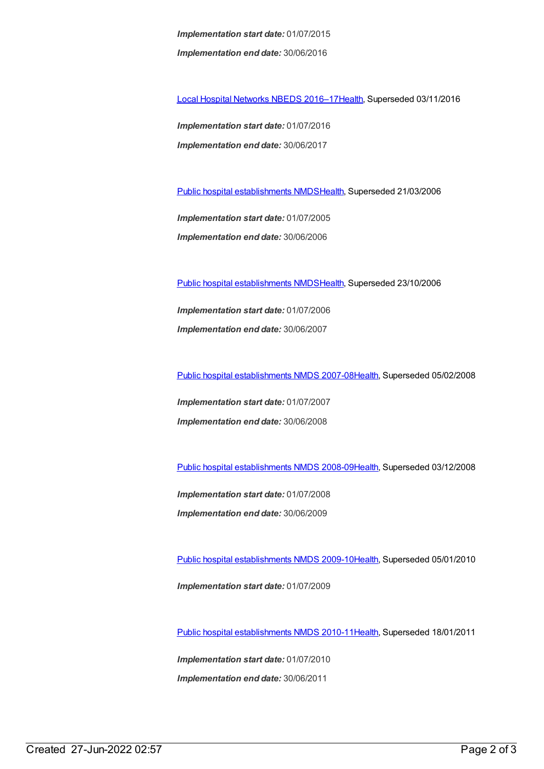*Implementation start date:* 01/07/2015

*Implementation end date:* 30/06/2016

Local Hospital Networks NBEDS 2016–17Health, Superseded 03/11/2016

*Implementation start date:* 01/07/2016

*Implementation end date:* 30/06/2017

Public hospital establishments NMDSHealth, Superseded 21/03/2006

*Implementation start date:* 01/07/2005

*Implementation end date:* 30/06/2006

Public hospital establishments NMDSHealth, Superseded 23/10/2006

*Implementation start date:* 01/07/2006

*Implementation end date:* 30/06/2007

Public hospital establishments NMDS 2007-08Health, Superseded 05/02/2008

*Implementation start date:* 01/07/2007

*Implementation end date:* 30/06/2008

Public hospital establishments NMDS 2008-09Health, Superseded 03/12/2008

*Implementation start date:* 01/07/2008

*Implementation end date:* 30/06/2009

Public hospital establishments NMDS 2009-10Health, Superseded 05/01/2010

*Implementation start date:* 01/07/2009

Public hospital establishments NMDS 2010-11Health, Superseded 18/01/2011

*Implementation start date:* 01/07/2010

*Implementation end date:* 30/06/2011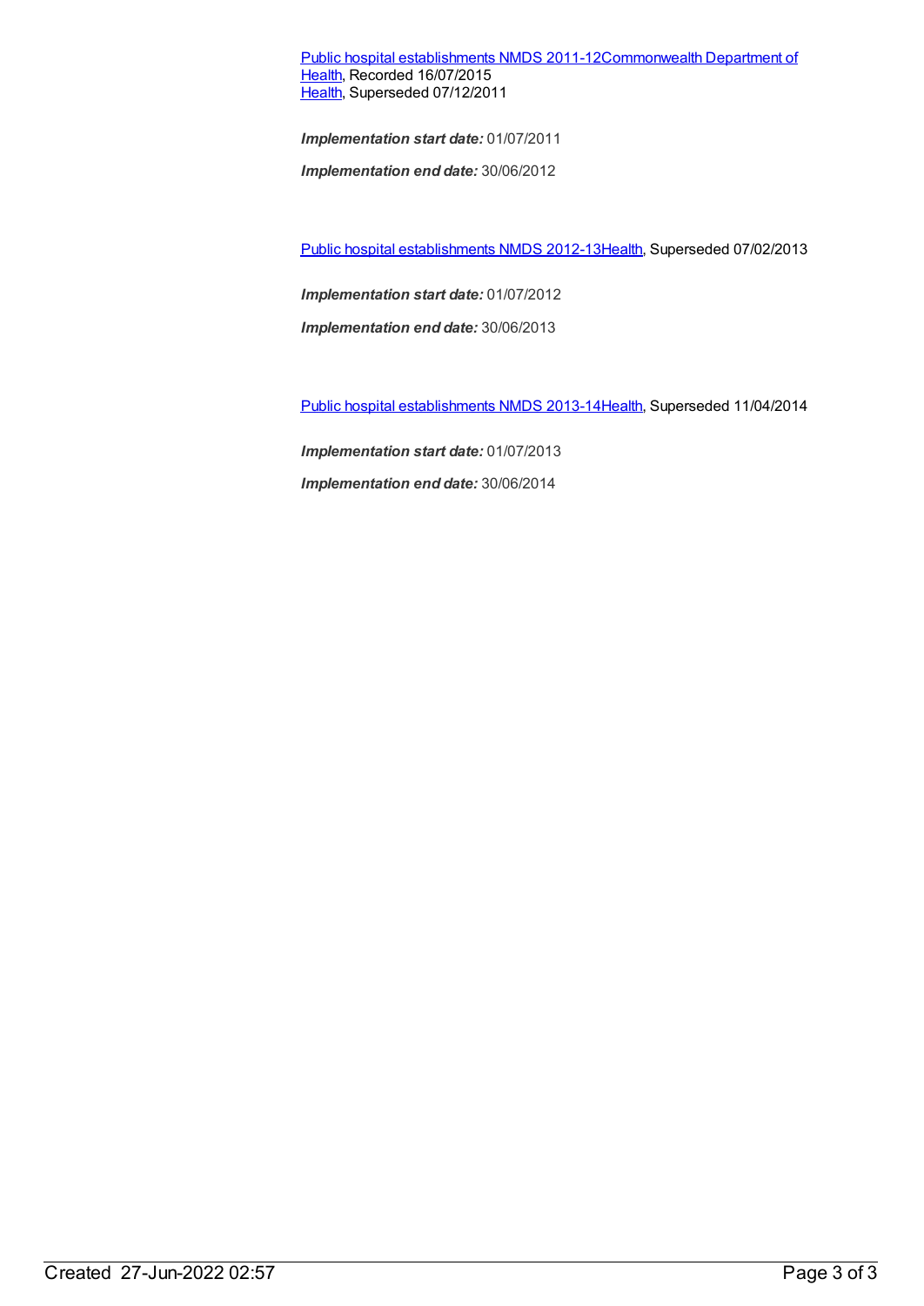Public hospital establishments NMDS 2011-12Commonwealth Department of Health, Recorded 16/07/2015
Health, Superseded 07/12/2011

***Implementation start date:*** 01/07/2011

***Implementation end date:*** 30/06/2012

Public hospital establishments NMDS 2012-13Health, Superseded 07/02/2013

***Implementation start date:*** 01/07/2012

***Implementation end date:*** 30/06/2013

Public hospital establishments NMDS 2013-14Health, Superseded 11/04/2014

***Implementation start date:*** 01/07/2013

***Implementation end date:*** 30/06/2014